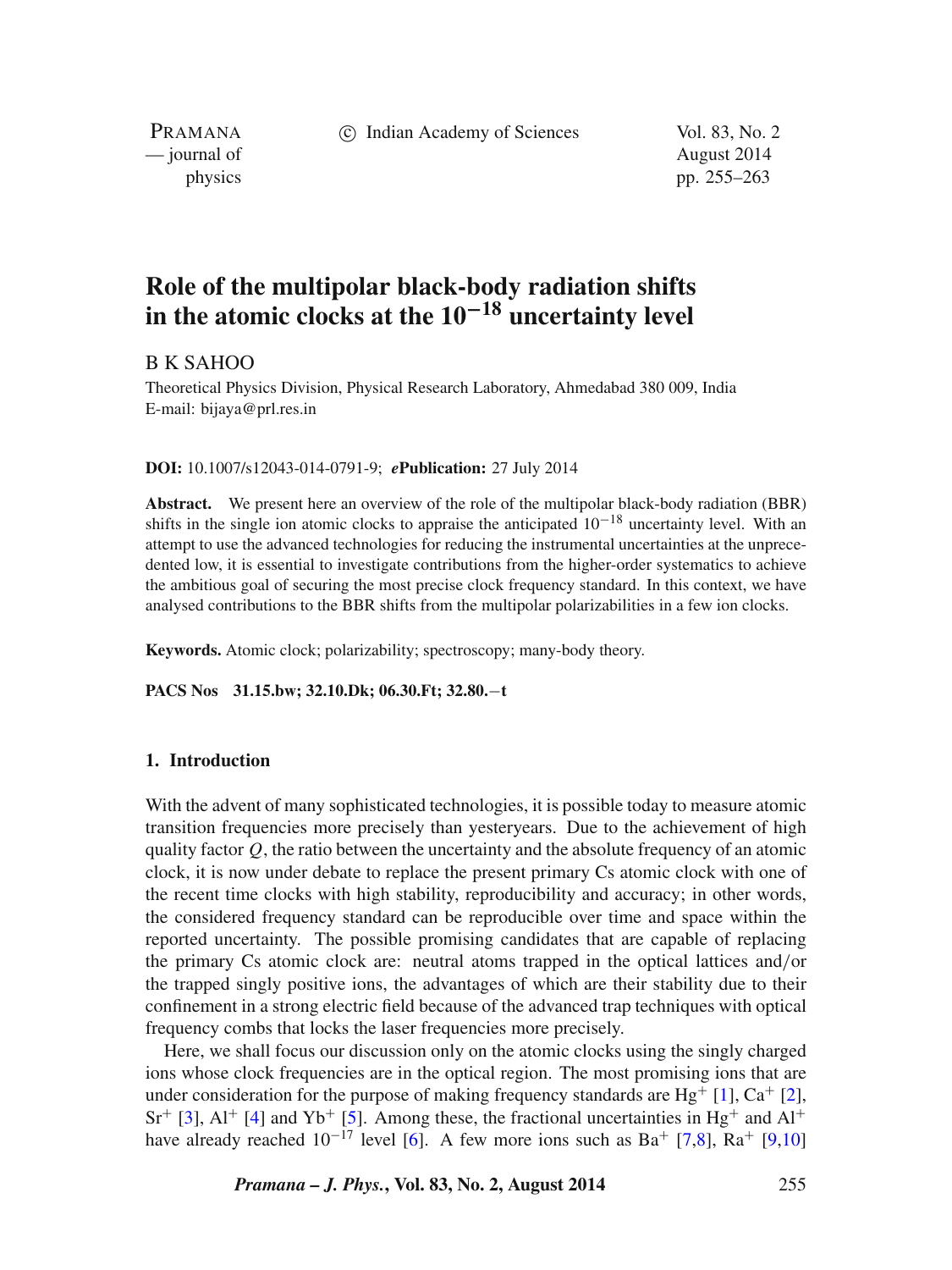# Role of the multipolar black-body radiation shifts in the atomic clocks at the $10^{-18}$ uncertainty level

B K SAHOO

Theoretical Physics Division, Physical Research Laboratory, Ahmedabad 380 009, India
E-mail: bijaya@prl.res.in

**DOI:** 10.1007/s12043-014-0791-9; ***e*Publication:** 27 July 2014

**Abstract.** We present here an overview of the role of the multipolar black-body radiation (BBR) shifts in the single ion atomic clocks to appraise the anticipated $10^{-18}$ uncertainty level. With an attempt to use the advanced technologies for reducing the instrumental uncertainties at the unprecedented low, it is essential to investigate contributions from the higher-order systematics to achieve the ambitious goal of securing the most precise clock frequency standard. In this context, we have analysed contributions to the BBR shifts from the multipolar polarizabilities in a few ion clocks.

**Keywords.** Atomic clock; polarizability; spectroscopy; many-body theory.

**PACS Nos** **31.15.bw; 32.10.Dk; 06.30.Ft; 32.80.−t**

## 1. Introduction

With the advent of many sophisticated technologies, it is possible today to measure atomic transition frequencies more precisely than yesteryears. Due to the achievement of high quality factor $Q$, the ratio between the uncertainty and the absolute frequency of an atomic clock, it is now under debate to replace the present primary Cs atomic clock with one of the recent time clocks with high stability, reproducibility and accuracy; in other words, the considered frequency standard can be reproducible over time and space within the reported uncertainty. The possible promising candidates that are capable of replacing the primary Cs atomic clock are: neutral atoms trapped in the optical lattices and/or the trapped singly positive ions, the advantages of which are their stability due to their confinement in a strong electric field because of the advanced trap techniques with optical frequency combs that locks the laser frequencies more precisely.

Here, we shall focus our discussion only on the atomic clocks using the singly charged ions whose clock frequencies are in the optical region. The most promising ions that are under consideration for the purpose of making frequency standards are $Hg^+$ [1], $Ca^+$ [2], $Sr^+$ [3], $Al^+$ [4] and $Yb^+$ [5]. Among these, the fractional uncertainties in $Hg^+$ and $Al^+$ have already reached $10^{-17}$ level [6]. A few more ions such as $Ba^+$ [7,8], $Ra^+$ [9,10]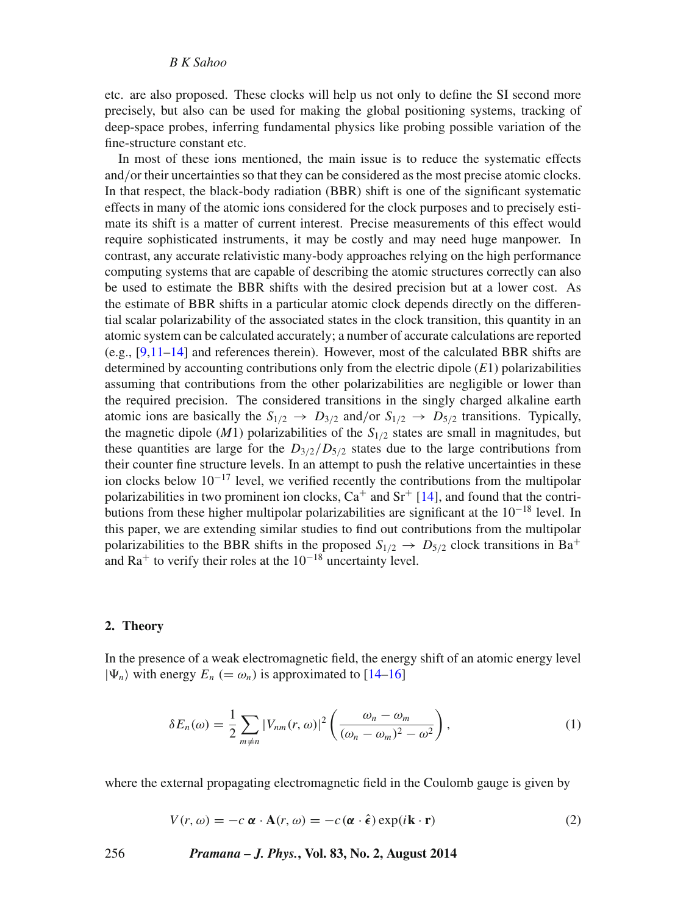etc. are also proposed. These clocks will help us not only to define the SI second more precisely, but also can be used for making the global positioning systems, tracking of deep-space probes, inferring fundamental physics like probing possible variation of the fine-structure constant etc.

In most of these ions mentioned, the main issue is to reduce the systematic effects and/or their uncertainties so that they can be considered as the most precise atomic clocks. In that respect, the black-body radiation (BBR) shift is one of the significant systematic effects in many of the atomic ions considered for the clock purposes and to precisely estimate its shift is a matter of current interest. Precise measurements of this effect would require sophisticated instruments, it may be costly and may need huge manpower. In contrast, any accurate relativistic many-body approaches relying on the high performance computing systems that are capable of describing the atomic structures correctly can also be used to estimate the BBR shifts with the desired precision but at a lower cost. As the estimate of BBR shifts in a particular atomic clock depends directly on the differential scalar polarizability of the associated states in the clock transition, this quantity in an atomic system can be calculated accurately; a number of accurate calculations are reported (e.g., [9,11–14] and references therein). However, most of the calculated BBR shifts are determined by accounting contributions only from the electric dipole ($E1$) polarizabilities assuming that contributions from the other polarizabilities are negligible or lower than the required precision. The considered transitions in the singly charged alkaline earth atomic ions are basically the $S_{1/2} \rightarrow D_{3/2}$ and/or $S_{1/2} \rightarrow D_{5/2}$ transitions. Typically, the magnetic dipole ($M1$) polarizabilities of the $S_{1/2}$ states are small in magnitudes, but these quantities are large for the $D_{3/2}/D_{5/2}$ states due to the large contributions from their counter fine structure levels. In an attempt to push the relative uncertainties in these ion clocks below $10^{-17}$ level, we verified recently the contributions from the multipolar polarizabilities in two prominent ion clocks, $Ca^+$ and $Sr^+$ [14], and found that the contributions from these higher multipolar polarizabilities are significant at the $10^{-18}$ level. In this paper, we are extending similar studies to find out contributions from the multipolar polarizabilities to the BBR shifts in the proposed $S_{1/2} \rightarrow D_{5/2}$ clock transitions in $Ba^+$ and $Ra^+$ to verify their roles at the $10^{-18}$ uncertainty level.

## 2. Theory

In the presence of a weak electromagnetic field, the energy shift of an atomic energy level $|\Psi_n\rangle$ with energy $E_n$ $(= \omega_n)$ is approximated to [14–16]

$$\delta E_n(\omega) = \frac{1}{2} \sum_{m \neq n} |V_{nm}(r, \omega)|^2 \left( \frac{\omega_n - \omega_m}{(\omega_n - \omega_m)^2 - \omega^2} \right), \tag{1}$$

where the external propagating electromagnetic field in the Coulomb gauge is given by

$$V(r, \omega) = -c\, \boldsymbol{\alpha} \cdot \mathbf{A}(r, \omega) = -c\, (\boldsymbol{\alpha} \cdot \hat{\boldsymbol{\epsilon}}) \exp(i\mathbf{k} \cdot \mathbf{r}) \tag{2}$$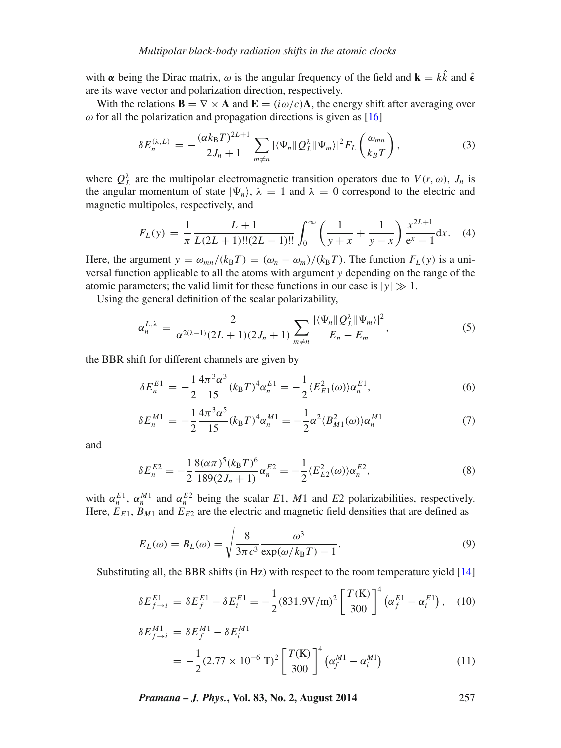with $\boldsymbol{\alpha}$ being the Dirac matrix, $\omega$ is the angular frequency of the field and $\mathbf{k} = k\hat{k}$ and $\hat{\boldsymbol{\epsilon}}$ are its wave vector and polarization direction, respectively.

With the relations $\mathbf{B} = \nabla \times \mathbf{A}$ and $\mathbf{E} = (i\omega/c)\mathbf{A}$, the energy shift after averaging over $\omega$ for all the polarization and propagation directions is given as [16]

$$\delta E_n^{(\lambda,L)} = -\frac{(\alpha k_{\mathrm{B}} T)^{2L+1}}{2J_n+1} \sum_{m\neq n} |\langle \Psi_n \| Q_L^\lambda \| \Psi_m \rangle|^2 F_L\left(\frac{\omega_{mn}}{k_B T}\right), \tag{3}$$

where $Q_L^\lambda$ are the multipolar electromagnetic transition operators due to $V(r,\omega)$, $J_n$ is the angular momentum of state $|\Psi_n\rangle$, $\lambda = 1$ and $\lambda = 0$ correspond to the electric and magnetic multipoles, respectively, and

$$F_L(y) = \frac{1}{\pi}\frac{L+1}{L(2L+1)!!(2L-1)!!}\int_0^\infty \left(\frac{1}{y+x} + \frac{1}{y-x}\right)\frac{x^{2L+1}}{\mathrm{e}^x - 1}\mathrm{d}x. \tag{4}$$

Here, the argument $y = \omega_{mn}/(k_{\mathrm{B}}T) = (\omega_n - \omega_m)/(k_{\mathrm{B}}T)$. The function $F_L(y)$ is a universal function applicable to all the atoms with argument $y$ depending on the range of the atomic parameters; the valid limit for these functions in our case is $|y| \gg 1$.

Using the general definition of the scalar polarizability,

$$\alpha_n^{L,\lambda} = \frac{2}{\alpha^{2(\lambda-1)}(2L+1)(2J_n+1)} \sum_{m\neq n} \frac{|\langle \Psi_n \| Q_L^\lambda \| \Psi_m \rangle|^2}{E_n - E_m}, \tag{5}$$

the BBR shift for different channels are given by

$$\delta E_n^{E1} = -\frac{1}{2}\frac{4\pi^3\alpha^3}{15}(k_{\mathrm{B}}T)^4 \alpha_n^{E1} = -\frac{1}{2}\langle E_{E1}^2(\omega)\rangle \alpha_n^{E1}, \tag{6}$$

$$\delta E_n^{M1} = -\frac{1}{2}\frac{4\pi^3\alpha^5}{15}(k_{\mathrm{B}}T)^4 \alpha_n^{M1} = -\frac{1}{2}\alpha^2\langle B_{M1}^2(\omega)\rangle \alpha_n^{M1} \tag{7}$$

and

$$\delta E_n^{E2} = -\frac{1}{2}\frac{8(\alpha\pi)^5(k_{\mathrm{B}}T)^6}{189(2J_n+1)} \alpha_n^{E2} = -\frac{1}{2}\langle E_{E2}^2(\omega)\rangle \alpha_n^{E2}, \tag{8}$$

with $\alpha_n^{E1}$, $\alpha_n^{M1}$ and $\alpha_n^{E2}$ being the scalar $E1$, $M1$ and $E2$ polarizabilities, respectively. Here, $E_{E1}$, $B_{M1}$ and $E_{E2}$ are the electric and magnetic field densities that are defined as

$$E_L(\omega) = B_L(\omega) = \sqrt{\frac{8}{3\pi c^3}\frac{\omega^3}{\exp(\omega/k_{\mathrm{B}}T) - 1}}. \tag{9}$$

Substituting all, the BBR shifts (in Hz) with respect to the room temperature yield [14]

$$\delta E_{f\to i}^{E1} = \delta E_f^{E1} - \delta E_i^{E1} = -\frac{1}{2}(831.9\,\mathrm{V/m})^2 \left[\frac{T(\mathrm{K})}{300}\right]^4 \left(\alpha_f^{E1} - \alpha_i^{E1}\right), \tag{10}$$

$$\begin{aligned}\delta E_{f\to i}^{M1} &= \delta E_f^{M1} - \delta E_i^{M1} \\ &= -\frac{1}{2}(2.77\times 10^{-6}\ \mathrm{T})^2 \left[\frac{T(\mathrm{K})}{300}\right]^4 \left(\alpha_f^{M1} - \alpha_i^{M1}\right)\end{aligned} \tag{11}$$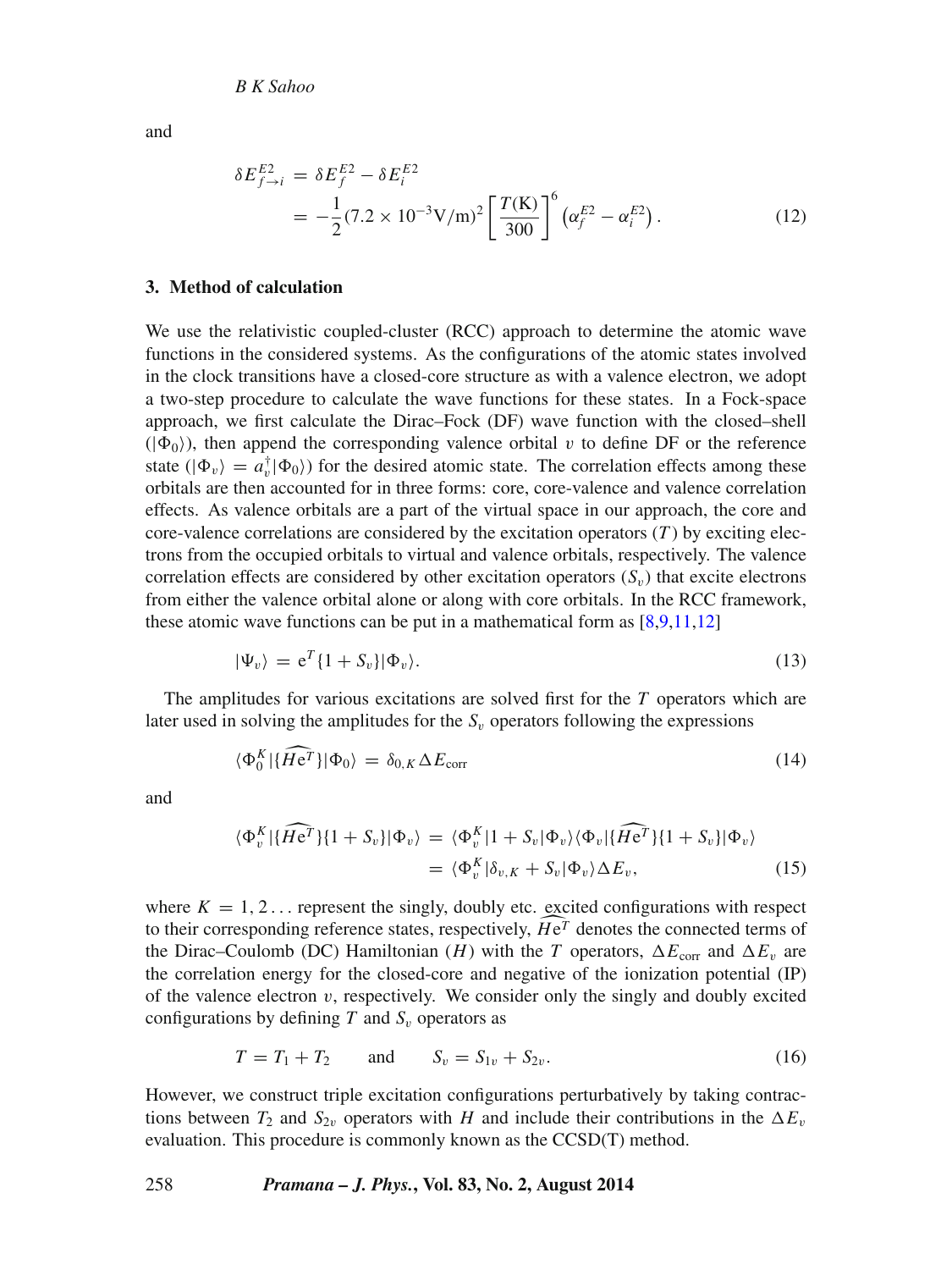and

$$\delta E^{E2}_{f\to i} = \delta E^{E2}_f - \delta E^{E2}_i = -\frac{1}{2}(7.2\times 10^{-3}\text{V/m})^2 \left[\frac{T(\text{K})}{300}\right]^6 \left(\alpha^{E2}_f - \alpha^{E2}_i\right). \tag{12}$$

## 3. Method of calculation

We use the relativistic coupled-cluster (RCC) approach to determine the atomic wave functions in the considered systems. As the configurations of the atomic states involved in the clock transitions have a closed-core structure as with a valence electron, we adopt a two-step procedure to calculate the wave functions for these states. In a Fock-space approach, we first calculate the Dirac–Fock (DF) wave function with the closed–shell ($|\Phi_0\rangle$), then append the corresponding valence orbital $v$ to define DF or the reference state ($|\Phi_v\rangle = a_v^\dagger|\Phi_0\rangle$) for the desired atomic state. The correlation effects among these orbitals are then accounted for in three forms: core, core-valence and valence correlation effects. As valence orbitals are a part of the virtual space in our approach, the core and core-valence correlations are considered by the excitation operators ($T$) by exciting electrons from the occupied orbitals to virtual and valence orbitals, respectively. The valence correlation effects are considered by other excitation operators ($S_v$) that excite electrons from either the valence orbital alone or along with core orbitals. In the RCC framework, these atomic wave functions can be put in a mathematical form as [8,9,11,12]

$$|\Psi_v\rangle = \text{e}^T\{1+S_v\}|\Phi_v\rangle. \tag{13}$$

The amplitudes for various excitations are solved first for the $T$ operators which are later used in solving the amplitudes for the $S_v$ operators following the expressions

$$\langle\Phi_0^K|\{\widehat{H\text{e}^T}\}|\Phi_0\rangle = \delta_{0,K}\Delta E_{\text{corr}} \tag{14}$$

and

$$\langle\Phi_v^K|\{\widehat{H\text{e}^T}\}\{1+S_v\}|\Phi_v\rangle = \langle\Phi_v^K|1+S_v|\Phi_v\rangle\langle\Phi_v|\{\widehat{H\text{e}^T}\}\{1+S_v\}|\Phi_v\rangle = \langle\Phi_v^K|\delta_{v,K}+S_v|\Phi_v\rangle\Delta E_v, \tag{15}$$

where $K = 1, 2\ldots$ represent the singly, doubly etc. excited configurations with respect to their corresponding reference states, respectively, $\widehat{H\text{e}^T}$ denotes the connected terms of the Dirac–Coulomb (DC) Hamiltonian ($H$) with the $T$ operators, $\Delta E_{\text{corr}}$ and $\Delta E_v$ are the correlation energy for the closed-core and negative of the ionization potential (IP) of the valence electron $v$, respectively. We consider only the singly and doubly excited configurations by defining $T$ and $S_v$ operators as

$$T = T_1 + T_2 \qquad \text{and} \qquad S_v = S_{1v} + S_{2v}. \tag{16}$$

However, we construct triple excitation configurations perturbatively by taking contractions between $T_2$ and $S_{2v}$ operators with $H$ and include their contributions in the $\Delta E_v$ evaluation. This procedure is commonly known as the CCSD(T) method.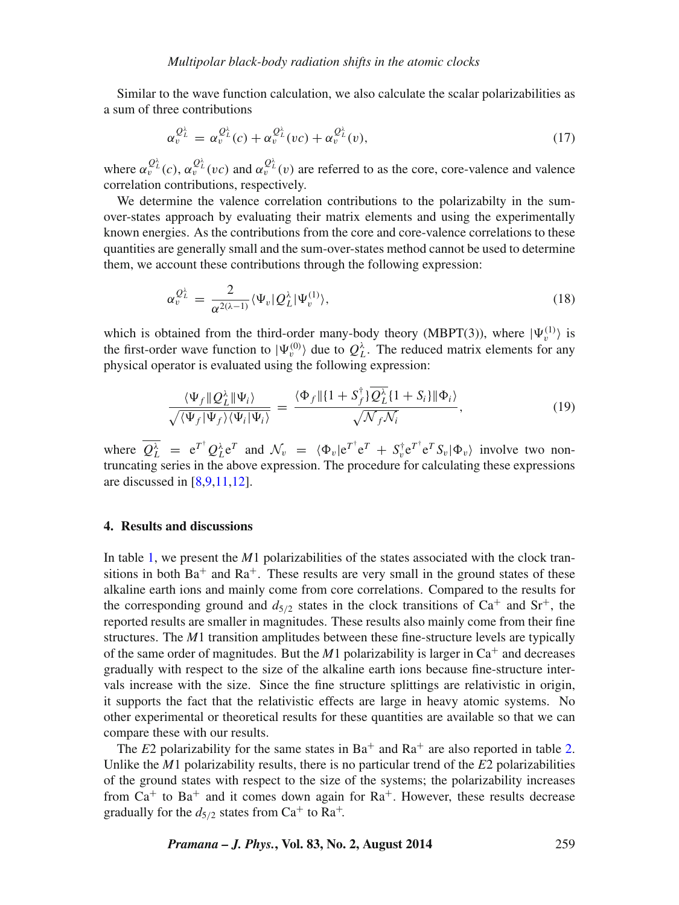Similar to the wave function calculation, we also calculate the scalar polarizabilities as a sum of three contributions

$$\alpha_v^{Q_L^\lambda} = \alpha_v^{Q_L^\lambda}(c) + \alpha_v^{Q_L^\lambda}(vc) + \alpha_v^{Q_L^\lambda}(v), \tag{17}$$

where $\alpha_v^{Q_L^\lambda}(c)$, $\alpha_v^{Q_L^\lambda}(vc)$ and $\alpha_v^{Q_L^\lambda}(v)$ are referred to as the core, core-valence and valence correlation contributions, respectively.

We determine the valence correlation contributions to the polarizabilty in the sum-over-states approach by evaluating their matrix elements and using the experimentally known energies. As the contributions from the core and core-valence correlations to these quantities are generally small and the sum-over-states method cannot be used to determine them, we account these contributions through the following expression:

$$\alpha_v^{Q_L^\lambda} = \frac{2}{\alpha^{2(\lambda-1)}} \langle \Psi_v | Q_L^\lambda | \Psi_v^{(1)} \rangle, \tag{18}$$

which is obtained from the third-order many-body theory (MBPT(3)), where $|\Psi_v^{(1)}\rangle$ is the first-order wave function to $|\Psi_v^{(0)}\rangle$ due to $Q_L^\lambda$. The reduced matrix elements for any physical operator is evaluated using the following expression:

$$\frac{\langle \Psi_f \| Q_L^\lambda \| \Psi_i \rangle}{\sqrt{\langle \Psi_f | \Psi_f \rangle \langle \Psi_i | \Psi_i \rangle}} = \frac{\langle \Phi_f \| \{1 + S_f^\dagger\} \overline{Q_L^\lambda} \{1 + S_i\} \| \Phi_i \rangle}{\sqrt{\mathcal{N}_f \mathcal{N}_i}}, \tag{19}$$

where $\overline{Q_L^\lambda} = \mathrm{e}^{T^\dagger} Q_L^\lambda \mathrm{e}^T$ and $\mathcal{N}_v = \langle \Phi_v | \mathrm{e}^{T^\dagger} \mathrm{e}^T + S_v^\dagger \mathrm{e}^{T^\dagger} \mathrm{e}^T S_v | \Phi_v \rangle$ involve two non-truncating series in the above expression. The procedure for calculating these expressions are discussed in [8,9,11,12].

## 4. Results and discussions

In table 1, we present the $M1$ polarizabilities of the states associated with the clock transitions in both $Ba^+$ and $Ra^+$. These results are very small in the ground states of these alkaline earth ions and mainly come from core correlations. Compared to the results for the corresponding ground and $d_{5/2}$ states in the clock transitions of $Ca^+$ and $Sr^+$, the reported results are smaller in magnitudes. These results also mainly come from their fine structures. The $M1$ transition amplitudes between these fine-structure levels are typically of the same order of magnitudes. But the $M1$ polarizability is larger in $Ca^+$ and decreases gradually with respect to the size of the alkaline earth ions because fine-structure intervals increase with the size. Since the fine structure splittings are relativistic in origin, it supports the fact that the relativistic effects are large in heavy atomic systems. No other experimental or theoretical results for these quantities are available so that we can compare these with our results.

The $E2$ polarizability for the same states in $Ba^+$ and $Ra^+$ are also reported in table 2. Unlike the $M1$ polarizability results, there is no particular trend of the $E2$ polarizabilities of the ground states with respect to the size of the systems; the polarizability increases from $Ca^+$ to $Ba^+$ and it comes down again for $Ra^+$. However, these results decrease gradually for the $d_{5/2}$ states from $Ca^+$ to $Ra^+$.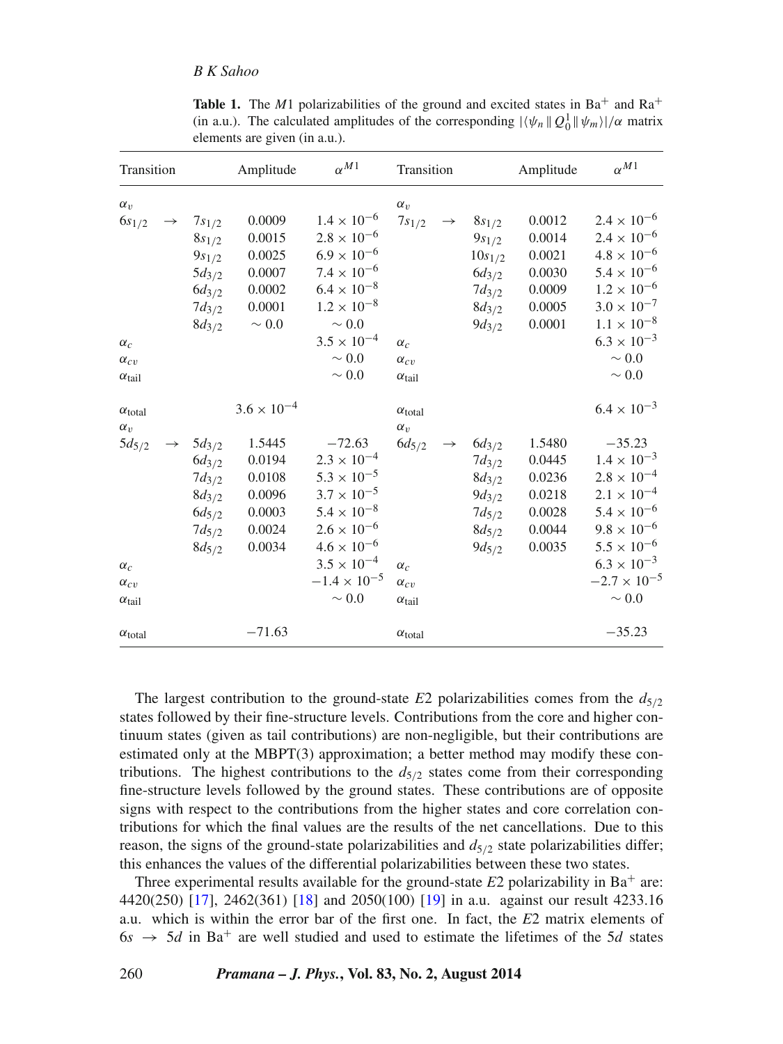**Table 1.** The $M1$ polarizabilities of the ground and excited states in $Ba^+$ and $Ra^+$ (in a.u.). The calculated amplitudes of the corresponding $|\langle\psi_n \| Q_0^1 \| \psi_m\rangle|/\alpha$ matrix elements are given (in a.u.).

| Transition | | | Amplitude | $\alpha^{M1}$ | Transition | | | Amplitude | $\alpha^{M1}$ |
|---|---|---|---|---|---|---|---|---|---|
| $\alpha_v$ | | | | | $\alpha_v$ | | | | |
| $6s_{1/2}$ | $\rightarrow$ | $7s_{1/2}$ | 0.0009 | $1.4 \times 10^{-6}$ | $7s_{1/2}$ | $\rightarrow$ | $8s_{1/2}$ | 0.0012 | $2.4 \times 10^{-6}$ |
| | | $8s_{1/2}$ | 0.0015 | $2.8 \times 10^{-6}$ | | | $9s_{1/2}$ | 0.0014 | $2.4 \times 10^{-6}$ |
| | | $9s_{1/2}$ | 0.0025 | $6.9 \times 10^{-6}$ | | | $10s_{1/2}$ | 0.0021 | $4.8 \times 10^{-6}$ |
| | | $5d_{3/2}$ | 0.0007 | $7.4 \times 10^{-6}$ | | | $6d_{3/2}$ | 0.0030 | $5.4 \times 10^{-6}$ |
| | | $6d_{3/2}$ | 0.0002 | $6.4 \times 10^{-8}$ | | | $7d_{3/2}$ | 0.0009 | $1.2 \times 10^{-6}$ |
| | | $7d_{3/2}$ | 0.0001 | $1.2 \times 10^{-8}$ | | | $8d_{3/2}$ | 0.0005 | $3.0 \times 10^{-7}$ |
| | | $8d_{3/2}$ | $\sim 0.0$ | $\sim 0.0$ | | | $9d_{3/2}$ | 0.0001 | $1.1 \times 10^{-8}$ |
| $\alpha_c$ | | | | $3.5 \times 10^{-4}$ | $\alpha_c$ | | | | $6.3 \times 10^{-3}$ |
| $\alpha_{cv}$ | | | | $\sim 0.0$ | $\alpha_{cv}$ | | | | $\sim 0.0$ |
| $\alpha_{\text{tail}}$ | | | | $\sim 0.0$ | $\alpha_{\text{tail}}$ | | | | $\sim 0.0$ |
| $\alpha_{\text{total}}$ | | | $3.6 \times 10^{-4}$ | | $\alpha_{\text{total}}$ | | | | $6.4 \times 10^{-3}$ |
| $\alpha_v$ | | | | | $\alpha_v$ | | | | |
| $5d_{5/2}$ | $\rightarrow$ | $5d_{3/2}$ | 1.5445 | $-72.63$ | $6d_{5/2}$ | $\rightarrow$ | $6d_{3/2}$ | 1.5480 | $-35.23$ |
| | | $6d_{3/2}$ | 0.0194 | $2.3 \times 10^{-4}$ | | | $7d_{3/2}$ | 0.0445 | $1.4 \times 10^{-3}$ |
| | | $7d_{3/2}$ | 0.0108 | $5.3 \times 10^{-5}$ | | | $8d_{3/2}$ | 0.0236 | $2.8 \times 10^{-4}$ |
| | | $8d_{3/2}$ | 0.0096 | $3.7 \times 10^{-5}$ | | | $9d_{3/2}$ | 0.0218 | $2.1 \times 10^{-4}$ |
| | | $6d_{5/2}$ | 0.0003 | $5.4 \times 10^{-8}$ | | | $7d_{5/2}$ | 0.0028 | $5.4 \times 10^{-6}$ |
| | | $7d_{5/2}$ | 0.0024 | $2.6 \times 10^{-6}$ | | | $8d_{5/2}$ | 0.0044 | $9.8 \times 10^{-6}$ |
| | | $8d_{5/2}$ | 0.0034 | $4.6 \times 10^{-6}$ | | | $9d_{5/2}$ | 0.0035 | $5.5 \times 10^{-6}$ |
| $\alpha_c$ | | | | $3.5 \times 10^{-4}$ | $\alpha_c$ | | | | $6.3 \times 10^{-3}$ |
| $\alpha_{cv}$ | | | | $-1.4 \times 10^{-5}$ | $\alpha_{cv}$ | | | | $-2.7 \times 10^{-5}$ |
| $\alpha_{\text{tail}}$ | | | | $\sim 0.0$ | $\alpha_{\text{tail}}$ | | | | $\sim 0.0$ |
| $\alpha_{\text{total}}$ | | | $-71.63$ | | $\alpha_{\text{total}}$ | | | | $-35.23$ |

The largest contribution to the ground-state $E2$ polarizabilities comes from the $d_{5/2}$ states followed by their fine-structure levels. Contributions from the core and higher continuum states (given as tail contributions) are non-negligible, but their contributions are estimated only at the MBPT(3) approximation; a better method may modify these contributions. The highest contributions to the $d_{5/2}$ states come from their corresponding fine-structure levels followed by the ground states. These contributions are of opposite signs with respect to the contributions from the higher states and core correlation contributions for which the final values are the results of the net cancellations. Due to this reason, the signs of the ground-state polarizabilities and $d_{5/2}$ state polarizabilities differ; this enhances the values of the differential polarizabilities between these two states.

Three experimental results available for the ground-state $E2$ polarizability in $Ba^+$ are: 4420(250) [17], 2462(361) [18] and 2050(100) [19] in a.u. against our result 4233.16 a.u. which is within the error bar of the first one. In fact, the $E2$ matrix elements of $6s \rightarrow 5d$ in $Ba^+$ are well studied and used to estimate the lifetimes of the $5d$ states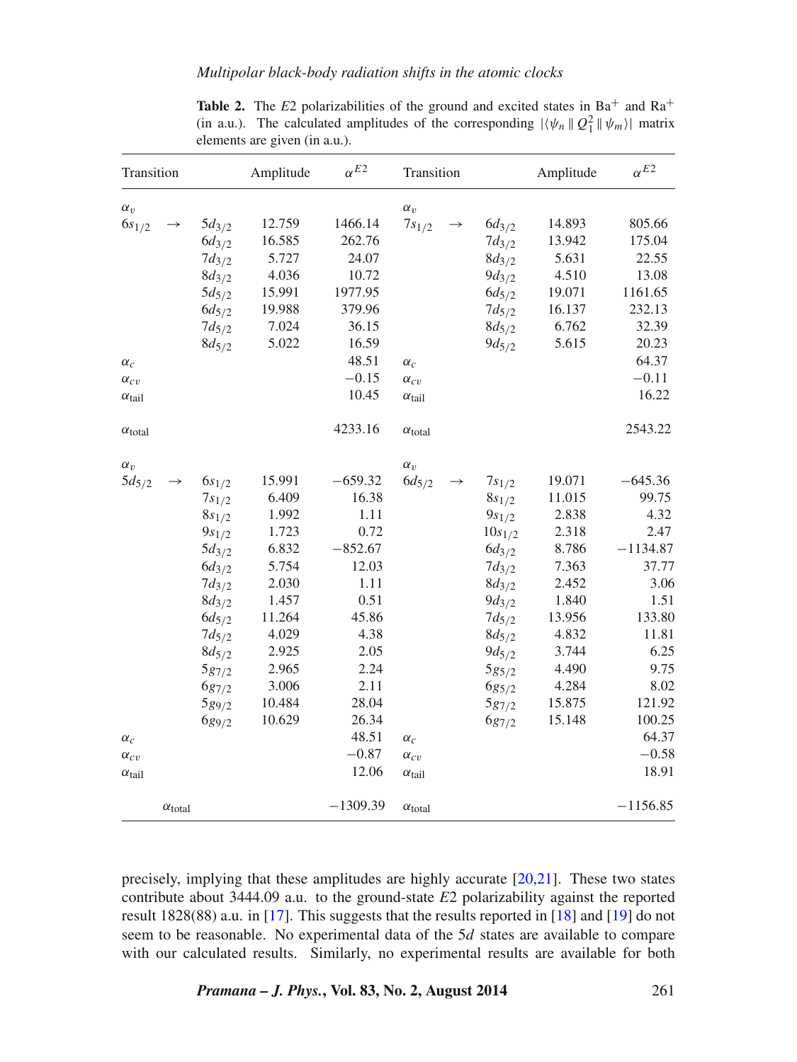**Table 2.** The $E2$ polarizabilities of the ground and excited states in $Ba^+$ and $Ra^+$ (in a.u.). The calculated amplitudes of the corresponding $|\langle\psi_n \| Q_1^2 \| \psi_m\rangle|$ matrix elements are given (in a.u.).

| Transition | | | Amplitude | $\alpha^{E2}$ | Transition | | | Amplitude | $\alpha^{E2}$ |
|---|---|---|---|---|---|---|---|---|---|
| $\alpha_v$ | | | | | $\alpha_v$ | | | | |
| $6s_{1/2}$ | $\rightarrow$ | $5d_{3/2}$ | 12.759 | 1466.14 | $7s_{1/2}$ | $\rightarrow$ | $6d_{3/2}$ | 14.893 | 805.66 |
| | | $6d_{3/2}$ | 16.585 | 262.76 | | | $7d_{3/2}$ | 13.942 | 175.04 |
| | | $7d_{3/2}$ | 5.727 | 24.07 | | | $8d_{3/2}$ | 5.631 | 22.55 |
| | | $8d_{3/2}$ | 4.036 | 10.72 | | | $9d_{3/2}$ | 4.510 | 13.08 |
| | | $5d_{5/2}$ | 15.991 | 1977.95 | | | $6d_{5/2}$ | 19.071 | 1161.65 |
| | | $6d_{5/2}$ | 19.988 | 379.96 | | | $7d_{5/2}$ | 16.137 | 232.13 |
| | | $7d_{5/2}$ | 7.024 | 36.15 | | | $8d_{5/2}$ | 6.762 | 32.39 |
| | | $8d_{5/2}$ | 5.022 | 16.59 | | | $9d_{5/2}$ | 5.615 | 20.23 |
| $\alpha_c$ | | | | 48.51 | $\alpha_c$ | | | | 64.37 |
| $\alpha_{cv}$ | | | | $-0.15$ | $\alpha_{cv}$ | | | | $-0.11$ |
| $\alpha_{\text{tail}}$ | | | | 10.45 | $\alpha_{\text{tail}}$ | | | | 16.22 |
| $\alpha_{\text{total}}$ | | | | 4233.16 | $\alpha_{\text{total}}$ | | | | 2543.22 |
| $\alpha_v$ | | | | | $\alpha_v$ | | | | |
| $5d_{5/2}$ | $\rightarrow$ | $6s_{1/2}$ | 15.991 | $-659.32$ | $6d_{5/2}$ | $\rightarrow$ | $7s_{1/2}$ | 19.071 | $-645.36$ |
| | | $7s_{1/2}$ | 6.409 | 16.38 | | | $8s_{1/2}$ | 11.015 | 99.75 |
| | | $8s_{1/2}$ | 1.992 | 1.11 | | | $9s_{1/2}$ | 2.838 | 4.32 |
| | | $9s_{1/2}$ | 1.723 | 0.72 | | | $10s_{1/2}$ | 2.318 | 2.47 |
| | | $5d_{3/2}$ | 6.832 | $-852.67$ | | | $6d_{3/2}$ | 8.786 | $-1134.87$ |
| | | $6d_{3/2}$ | 5.754 | 12.03 | | | $7d_{3/2}$ | 7.363 | 37.77 |
| | | $7d_{3/2}$ | 2.030 | 1.11 | | | $8d_{3/2}$ | 2.452 | 3.06 |
| | | $8d_{3/2}$ | 1.457 | 0.51 | | | $9d_{3/2}$ | 1.840 | 1.51 |
| | | $6d_{5/2}$ | 11.264 | 45.86 | | | $7d_{5/2}$ | 13.956 | 133.80 |
| | | $7d_{5/2}$ | 4.029 | 4.38 | | | $8d_{5/2}$ | 4.832 | 11.81 |
| | | $8d_{5/2}$ | 2.925 | 2.05 | | | $9d_{5/2}$ | 3.744 | 6.25 |
| | | $5g_{7/2}$ | 2.965 | 2.24 | | | $5g_{5/2}$ | 4.490 | 9.75 |
| | | $6g_{7/2}$ | 3.006 | 2.11 | | | $6g_{5/2}$ | 4.284 | 8.02 |
| | | $5g_{9/2}$ | 10.484 | 28.04 | | | $5g_{7/2}$ | 15.875 | 121.92 |
| | | $6g_{9/2}$ | 10.629 | 26.34 | | | $6g_{7/2}$ | 15.148 | 100.25 |
| $\alpha_c$ | | | | 48.51 | $\alpha_c$ | | | | 64.37 |
| $\alpha_{cv}$ | | | | $-0.87$ | $\alpha_{cv}$ | | | | $-0.58$ |
| $\alpha_{\text{tail}}$ | | | | 12.06 | $\alpha_{\text{tail}}$ | | | | 18.91 |
| $\alpha_{\text{total}}$ | | | | $-1309.39$ | $\alpha_{\text{total}}$ | | | | $-1156.85$ |

precisely, implying that these amplitudes are highly accurate [20,21]. These two states contribute about 3444.09 a.u. to the ground-state $E2$ polarizability against the reported result 1828(88) a.u. in [17]. This suggests that the results reported in [18] and [19] do not seem to be reasonable. No experimental data of the $5d$ states are available to compare with our calculated results. Similarly, no experimental results are available for both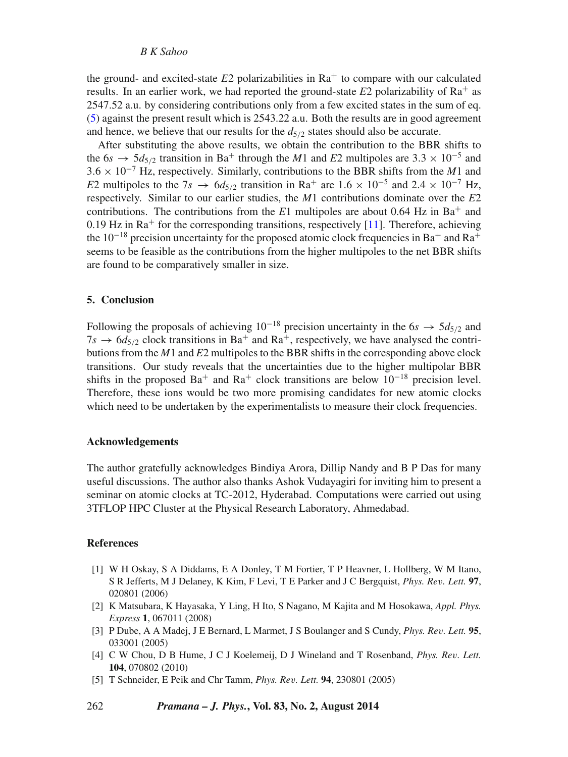the ground- and excited-state $E2$ polarizabilities in $Ra^+$ to compare with our calculated results. In an earlier work, we had reported the ground-state $E2$ polarizability of $Ra^+$ as 2547.52 a.u. by considering contributions only from a few excited states in the sum of eq. (5) against the present result which is 2543.22 a.u. Both the results are in good agreement and hence, we believe that our results for the $d_{5/2}$ states should also be accurate.

After substituting the above results, we obtain the contribution to the BBR shifts to the $6s \rightarrow 5d_{5/2}$ transition in $Ba^+$ through the $M1$ and $E2$ multipoles are $3.3 \times 10^{-5}$ and $3.6 \times 10^{-7}$ Hz, respectively. Similarly, contributions to the BBR shifts from the $M1$ and $E2$ multipoles to the $7s \rightarrow 6d_{5/2}$ transition in $Ra^+$ are $1.6 \times 10^{-5}$ and $2.4 \times 10^{-7}$ Hz, respectively. Similar to our earlier studies, the $M1$ contributions dominate over the $E2$ contributions. The contributions from the $E1$ multipoles are about 0.64 Hz in $Ba^+$ and 0.19 Hz in $Ra^+$ for the corresponding transitions, respectively [11]. Therefore, achieving the $10^{-18}$ precision uncertainty for the proposed atomic clock frequencies in $Ba^+$ and $Ra^+$ seems to be feasible as the contributions from the higher multipoles to the net BBR shifts are found to be comparatively smaller in size.

## 5. Conclusion

Following the proposals of achieving $10^{-18}$ precision uncertainty in the $6s \rightarrow 5d_{5/2}$ and $7s \rightarrow 6d_{5/2}$ clock transitions in $Ba^+$ and $Ra^+$, respectively, we have analysed the contributions from the $M1$ and $E2$ multipoles to the BBR shifts in the corresponding above clock transitions. Our study reveals that the uncertainties due to the higher multipolar BBR shifts in the proposed $Ba^+$ and $Ra^+$ clock transitions are below $10^{-18}$ precision level. Therefore, these ions would be two more promising candidates for new atomic clocks which need to be undertaken by the experimentalists to measure their clock frequencies.

## Acknowledgements

The author gratefully acknowledges Bindiya Arora, Dillip Nandy and B P Das for many useful discussions. The author also thanks Ashok Vudayagiri for inviting him to present a seminar on atomic clocks at TC-2012, Hyderabad. Computations were carried out using 3TFLOP HPC Cluster at the Physical Research Laboratory, Ahmedabad.

## References

[1] W H Oskay, S A Diddams, E A Donley, T M Fortier, T P Heavner, L Hollberg, W M Itano, S R Jefferts, M J Delaney, K Kim, F Levi, T E Parker and J C Bergquist, *Phys. Rev. Lett.* **97**, 020801 (2006)

[2] K Matsubara, K Hayasaka, Y Ling, H Ito, S Nagano, M Kajita and M Hosokawa, *Appl. Phys. Express* **1**, 067011 (2008)

[3] P Dube, A A Madej, J E Bernard, L Marmet, J S Boulanger and S Cundy, *Phys. Rev. Lett.* **95**, 033001 (2005)

[4] C W Chou, D B Hume, J C J Koelemeij, D J Wineland and T Rosenband, *Phys. Rev. Lett.* **104**, 070802 (2010)

[5] T Schneider, E Peik and Chr Tamm, *Phys. Rev. Lett.* **94**, 230801 (2005)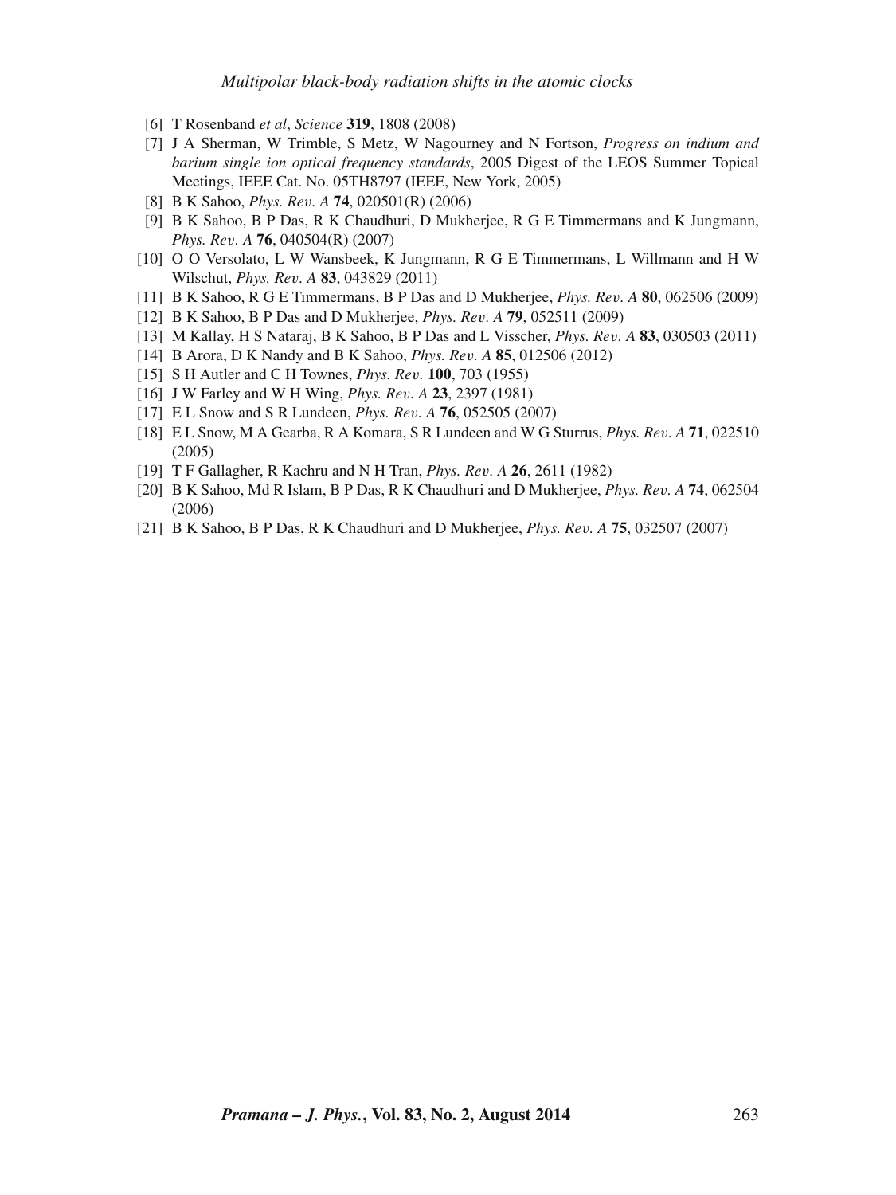[6] T Rosenband *et al*, *Science* **319**, 1808 (2008)

[7] J A Sherman, W Trimble, S Metz, W Nagourney and N Fortson, *Progress on indium and barium single ion optical frequency standards*, 2005 Digest of the LEOS Summer Topical Meetings, IEEE Cat. No. 05TH8797 (IEEE, New York, 2005)

[8] B K Sahoo, *Phys. Rev. A* **74**, 020501(R) (2006)

[9] B K Sahoo, B P Das, R K Chaudhuri, D Mukherjee, R G E Timmermans and K Jungmann, *Phys. Rev. A* **76**, 040504(R) (2007)

[10] O O Versolato, L W Wansbeek, K Jungmann, R G E Timmermans, L Willmann and H W Wilschut, *Phys. Rev. A* **83**, 043829 (2011)

[11] B K Sahoo, R G E Timmermans, B P Das and D Mukherjee, *Phys. Rev. A* **80**, 062506 (2009)

[12] B K Sahoo, B P Das and D Mukherjee, *Phys. Rev. A* **79**, 052511 (2009)

[13] M Kallay, H S Nataraj, B K Sahoo, B P Das and L Visscher, *Phys. Rev. A* **83**, 030503 (2011)

[14] B Arora, D K Nandy and B K Sahoo, *Phys. Rev. A* **85**, 012506 (2012)

[15] S H Autler and C H Townes, *Phys. Rev.* **100**, 703 (1955)

[16] J W Farley and W H Wing, *Phys. Rev. A* **23**, 2397 (1981)

[17] E L Snow and S R Lundeen, *Phys. Rev. A* **76**, 052505 (2007)

[18] E L Snow, M A Gearba, R A Komara, S R Lundeen and W G Sturrus, *Phys. Rev. A* **71**, 022510 (2005)

[19] T F Gallagher, R Kachru and N H Tran, *Phys. Rev. A* **26**, 2611 (1982)

[20] B K Sahoo, Md R Islam, B P Das, R K Chaudhuri and D Mukherjee, *Phys. Rev. A* **74**, 062504 (2006)

[21] B K Sahoo, B P Das, R K Chaudhuri and D Mukherjee, *Phys. Rev. A* **75**, 032507 (2007)